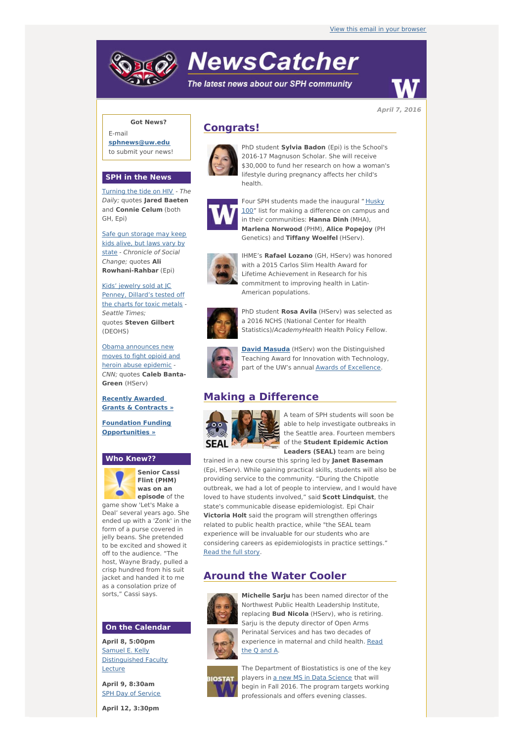View this email in your browser

# NewsCatcher

*The latest news about our SPH community*

*April 7, 2016*

## Congrats!

PhD student **Sylvia Badon** (Epi) is the School's 2016-17 Magnuson Scholar. She will receive $30,000 to fund her research on how a woman's lifestyle during pregnancy affects her child's health.

Four SPH students made the inaugural "Husky 100" list for making a difference on campus and in their communities: **Hanna Dinh** (MHA), **Marlena Norwood** (PHM), **Alice Popejoy** (PH Genetics) and **Tiffany Woelfel** (HServ).

IHME's **Rafael Lozano** (GH, HServ) was honored with a 2015 Carlos Slim Health Award for Lifetime Achievement in Research for his commitment to improving health in Latin-American populations.

PhD student **Rosa Avila** (HServ) was selected as a 2016 NCHS (National Center for Health Statistics)/*AcademyHealth* Health Policy Fellow.

**David Masuda** (HServ) won the Distinguished Teaching Award for Innovation with Technology, part of the UW's annual Awards of Excellence.

## Making a Difference

A team of SPH students will soon be able to help investigate outbreaks in the Seattle area. Fourteen members of the **Student Epidemic Action Leaders (SEAL)** team are being trained in a new course this spring led by **Janet Baseman** (Epi, HServ). While gaining practical skills, students will also be providing service to the community. "During the Chipotle outbreak, we had a lot of people to interview, and I would have loved to have students involved," said **Scott Lindquist**, the state's communicable disease epidemiologist. Epi Chair **Victoria Holt** said the program will strengthen offerings related to public health practice, while "the SEAL team experience will be invaluable for our students who are considering careers as epidemiologists in practice settings." Read the full story.

## Around the Water Cooler

**Michelle Sarju** has been named director of the Northwest Public Health Leadership Institute, replacing **Bud Nicola** (HServ), who is retiring. Sarju is the deputy director of Open Arms Perinatal Services and has two decades of experience in maternal and child health. Read the Q and A.

The Department of Biostatistics is one of the key players in a new MS in Data Science that will begin in Fall 2016. The program targets working professionals and offers evening classes.

---

**Got News?**

E-mail **sphnews@uw.edu** to submit your news!

## SPH in the News

Turning the tide on HIV - *The Daily;* quotes **Jared Baeten** and **Connie Celum** (both GH, Epi)

Safe gun storage may keep kids alive, but laws vary by state - *Chronicle of Social Change;* quotes **Ali Rowhani-Rahbar** (Epi)

Kids' jewelry sold at JC Penney, Dillard's tested off the charts for toxic metals - *Seattle Times;* quotes **Steven Gilbert** (DEOHS)

Obama announces new moves to fight opioid and heroin abuse epidemic - *CNN;* quotes **Caleb Banta-Green** (HServ)

**Recently Awarded Grants & Contracts »**

**Foundation Funding Opportunities »**

## Who Knew??

**Senior Cassi Flint (PHM) was on an episode** of the game show 'Let's Make a Deal' several years ago. She ended up with a 'Zonk' in the form of a purse covered in jelly beans. She pretended to be excited and showed it off to the audience. "The host, Wayne Brady, pulled a crisp hundred from his suit jacket and handed it to me as a consolation prize of sorts," Cassi says.

## On the Calendar

**April 8, 5:00pm**
Samuel E. Kelly Distinguished Faculty Lecture

**April 9, 8:30am**
SPH Day of Service

**April 12, 3:30pm**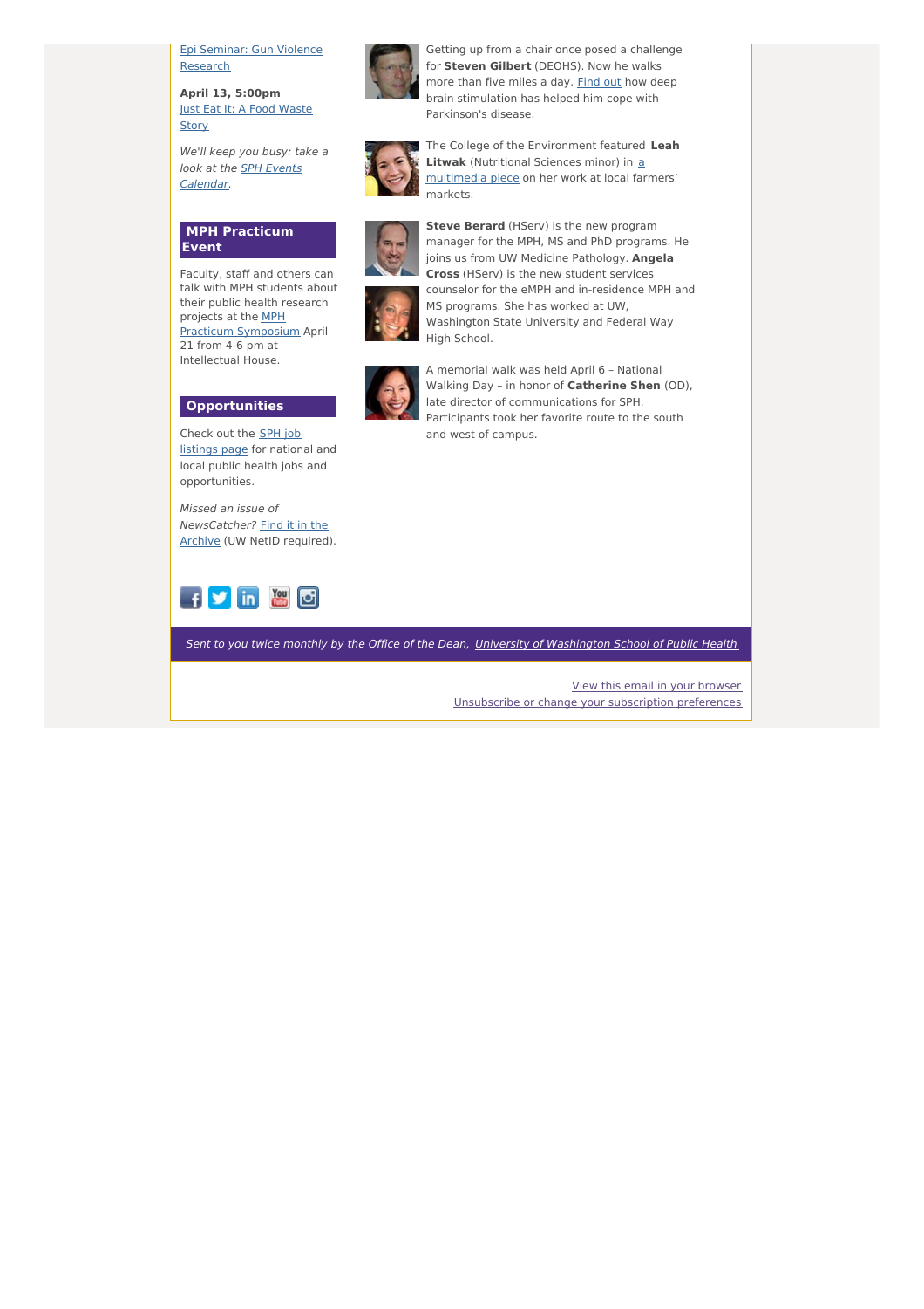[Epi Seminar: Gun Violence Research]

**April 13, 5:00pm**
[Just Eat It: A Food Waste Story]

*We'll keep you busy: take a look at the SPH Events Calendar.*

## MPH Practicum Event

Faculty, staff and others can talk with MPH students about their public health research projects at the MPH Practicum Symposium April 21 from 4-6 pm at Intellectual House.

## Opportunities

Check out the SPH job listings page for national and local public health jobs and opportunities.

*Missed an issue of NewsCatcher?* Find it in the Archive (UW NetID required).

Getting up from a chair once posed a challenge for **Steven Gilbert** (DEOHS). Now he walks more than five miles a day. Find out how deep brain stimulation has helped him cope with Parkinson's disease.

The College of the Environment featured **Leah Litwak** (Nutritional Sciences minor) in a multimedia piece on her work at local farmers' markets.

**Steve Berard** (HServ) is the new program manager for the MPH, MS and PhD programs. He joins us from UW Medicine Pathology. **Angela Cross** (HServ) is the new student services counselor for the eMPH and in-residence MPH and MS programs. She has worked at UW, Washington State University and Federal Way High School.

A memorial walk was held April 6 – National Walking Day – in honor of **Catherine Shen** (OD), late director of communications for SPH. Participants took her favorite route to the south and west of campus.

*Sent to you twice monthly by the Office of the Dean, University of Washington School of Public Health*

View this email in your browser
Unsubscribe or change your subscription preferences